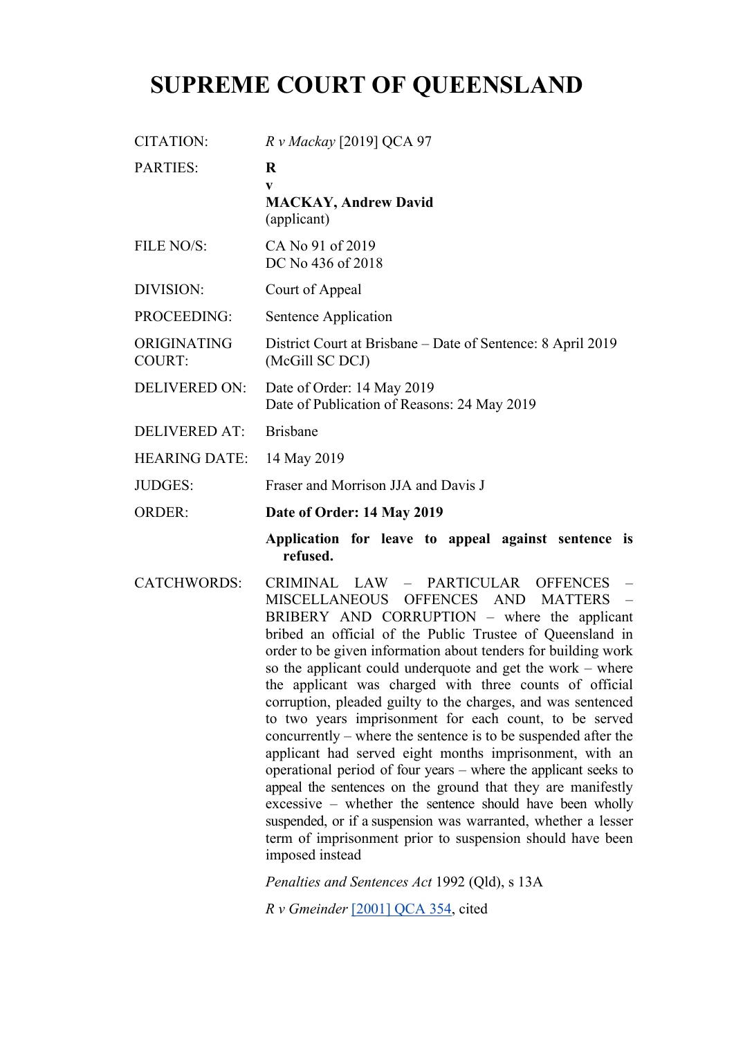# SUPREME COURT OF QUEENSLAND

| | |
|---|---|
| CITATION: | *R v Mackay* [2019] QCA 97 |
| PARTIES: | **R**<br>**v**<br>**MACKAY, Andrew David**<br>(applicant) |
| FILE NO/S: | CA No 91 of 2019<br>DC No 436 of 2018 |
| DIVISION: | Court of Appeal |
| PROCEEDING: | Sentence Application |
| ORIGINATING COURT: | District Court at Brisbane – Date of Sentence: 8 April 2019 (McGill SC DCJ) |
| DELIVERED ON: | Date of Order: 14 May 2019<br>Date of Publication of Reasons: 24 May 2019 |
| DELIVERED AT: | Brisbane |
| HEARING DATE: | 14 May 2019 |
| JUDGES: | Fraser and Morrison JJA and Davis J |
| ORDER: | **Date of Order: 14 May 2019**<br>**Application for leave to appeal against sentence is refused.** |
| CATCHWORDS: | CRIMINAL LAW – PARTICULAR OFFENCES – MISCELLANEOUS OFFENCES AND MATTERS – BRIBERY AND CORRUPTION – where the applicant bribed an official of the Public Trustee of Queensland in order to be given information about tenders for building work so the applicant could underquote and get the work – where the applicant was charged with three counts of official corruption, pleaded guilty to the charges, and was sentenced to two years imprisonment for each count, to be served concurrently – where the sentence is to be suspended after the applicant had served eight months imprisonment, with an operational period of four years – where the applicant seeks to appeal the sentences on the ground that they are manifestly excessive – whether the sentence should have been wholly suspended, or if a suspension was warranted, whether a lesser term of imprisonment prior to suspension should have been imposed instead<br><br>*Penalties and Sentences Act* 1992 (Qld), s 13A<br><br>*R v Gmeinder* [2001] QCA 354, cited |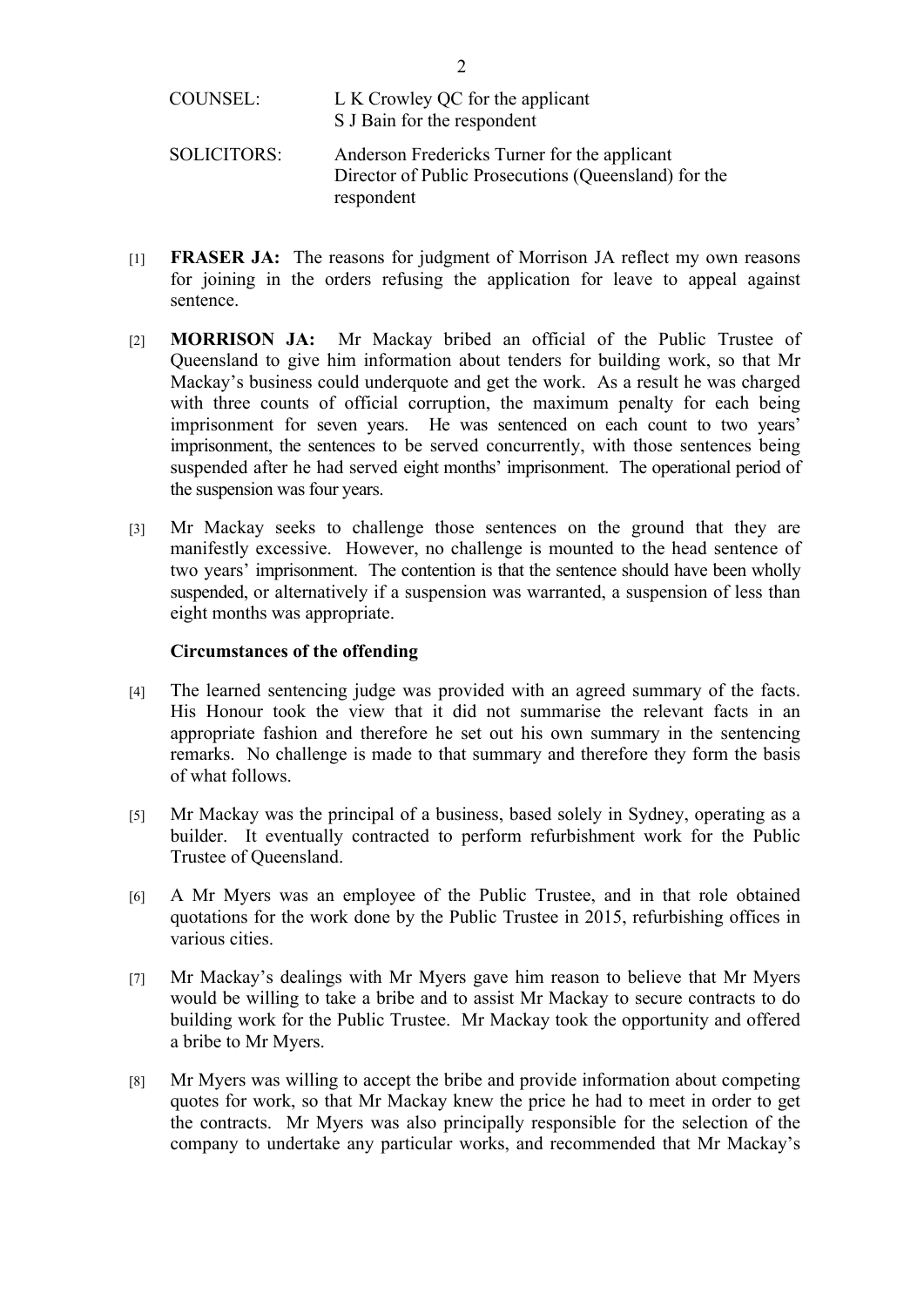| | |
|---|---|
| COUNSEL: | L K Crowley QC for the applicant<br>S J Bain for the respondent |
| SOLICITORS: | Anderson Fredericks Turner for the applicant<br>Director of Public Prosecutions (Queensland) for the respondent |

[1] **FRASER JA:** The reasons for judgment of Morrison JA reflect my own reasons for joining in the orders refusing the application for leave to appeal against sentence.

[2] **MORRISON JA:** Mr Mackay bribed an official of the Public Trustee of Queensland to give him information about tenders for building work, so that Mr Mackay's business could underquote and get the work. As a result he was charged with three counts of official corruption, the maximum penalty for each being imprisonment for seven years. He was sentenced on each count to two years' imprisonment, the sentences to be served concurrently, with those sentences being suspended after he had served eight months' imprisonment. The operational period of the suspension was four years.

[3] Mr Mackay seeks to challenge those sentences on the ground that they are manifestly excessive. However, no challenge is mounted to the head sentence of two years' imprisonment. The contention is that the sentence should have been wholly suspended, or alternatively if a suspension was warranted, a suspension of less than eight months was appropriate.

**Circumstances of the offending**

[4] The learned sentencing judge was provided with an agreed summary of the facts. His Honour took the view that it did not summarise the relevant facts in an appropriate fashion and therefore he set out his own summary in the sentencing remarks. No challenge is made to that summary and therefore they form the basis of what follows.

[5] Mr Mackay was the principal of a business, based solely in Sydney, operating as a builder. It eventually contracted to perform refurbishment work for the Public Trustee of Queensland.

[6] A Mr Myers was an employee of the Public Trustee, and in that role obtained quotations for the work done by the Public Trustee in 2015, refurbishing offices in various cities.

[7] Mr Mackay's dealings with Mr Myers gave him reason to believe that Mr Myers would be willing to take a bribe and to assist Mr Mackay to secure contracts to do building work for the Public Trustee. Mr Mackay took the opportunity and offered a bribe to Mr Myers.

[8] Mr Myers was willing to accept the bribe and provide information about competing quotes for work, so that Mr Mackay knew the price he had to meet in order to get the contracts. Mr Myers was also principally responsible for the selection of the company to undertake any particular works, and recommended that Mr Mackay's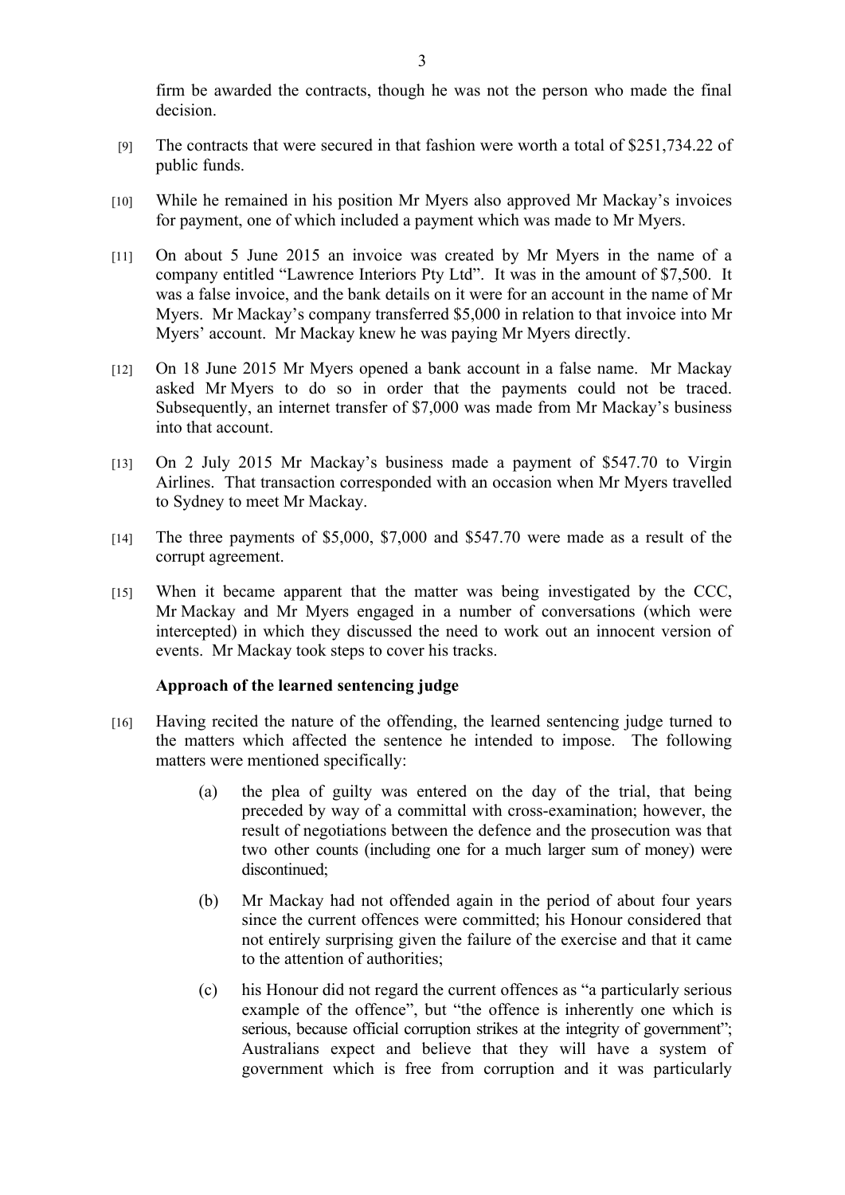firm be awarded the contracts, though he was not the person who made the final decision.

[9] The contracts that were secured in that fashion were worth a total of $251,734.22 of public funds.

[10] While he remained in his position Mr Myers also approved Mr Mackay's invoices for payment, one of which included a payment which was made to Mr Myers.

[11] On about 5 June 2015 an invoice was created by Mr Myers in the name of a company entitled "Lawrence Interiors Pty Ltd". It was in the amount of $7,500. It was a false invoice, and the bank details on it were for an account in the name of Mr Myers. Mr Mackay's company transferred $5,000 in relation to that invoice into Mr Myers' account. Mr Mackay knew he was paying Mr Myers directly.

[12] On 18 June 2015 Mr Myers opened a bank account in a false name. Mr Mackay asked Mr Myers to do so in order that the payments could not be traced. Subsequently, an internet transfer of $7,000 was made from Mr Mackay's business into that account.

[13] On 2 July 2015 Mr Mackay's business made a payment of $547.70 to Virgin Airlines. That transaction corresponded with an occasion when Mr Myers travelled to Sydney to meet Mr Mackay.

[14] The three payments of $5,000, $7,000 and $547.70 were made as a result of the corrupt agreement.

[15] When it became apparent that the matter was being investigated by the CCC, Mr Mackay and Mr Myers engaged in a number of conversations (which were intercepted) in which they discussed the need to work out an innocent version of events. Mr Mackay took steps to cover his tracks.

### Approach of the learned sentencing judge

[16] Having recited the nature of the offending, the learned sentencing judge turned to the matters which affected the sentence he intended to impose. The following matters were mentioned specifically:

(a) the plea of guilty was entered on the day of the trial, that being preceded by way of a committal with cross-examination; however, the result of negotiations between the defence and the prosecution was that two other counts (including one for a much larger sum of money) were discontinued;

(b) Mr Mackay had not offended again in the period of about four years since the current offences were committed; his Honour considered that not entirely surprising given the failure of the exercise and that it came to the attention of authorities;

(c) his Honour did not regard the current offences as "a particularly serious example of the offence", but "the offence is inherently one which is serious, because official corruption strikes at the integrity of government"; Australians expect and believe that they will have a system of government which is free from corruption and it was particularly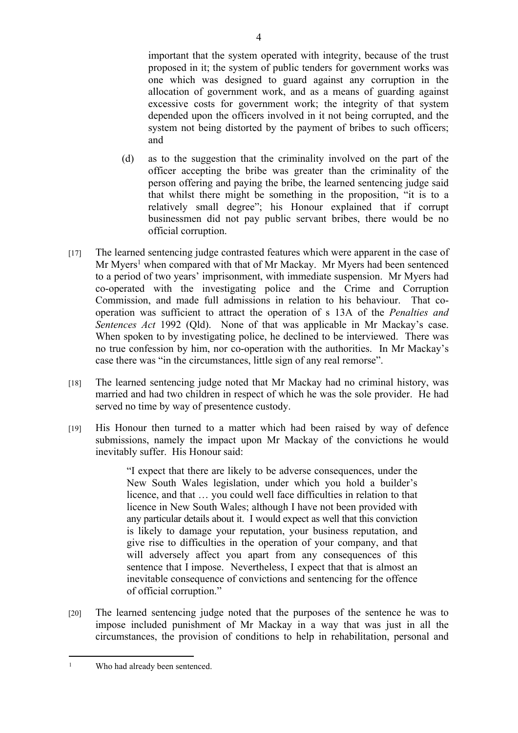important that the system operated with integrity, because of the trust proposed in it; the system of public tenders for government works was one which was designed to guard against any corruption in the allocation of government work, and as a means of guarding against excessive costs for government work; the integrity of that system depended upon the officers involved in it not being corrupted, and the system not being distorted by the payment of bribes to such officers; and

(d) as to the suggestion that the criminality involved on the part of the officer accepting the bribe was greater than the criminality of the person offering and paying the bribe, the learned sentencing judge said that whilst there might be something in the proposition, "it is to a relatively small degree"; his Honour explained that if corrupt businessmen did not pay public servant bribes, there would be no official corruption.

[17] The learned sentencing judge contrasted features which were apparent in the case of Mr Myers[1] when compared with that of Mr Mackay. Mr Myers had been sentenced to a period of two years' imprisonment, with immediate suspension. Mr Myers had co-operated with the investigating police and the Crime and Corruption Commission, and made full admissions in relation to his behaviour. That co-operation was sufficient to attract the operation of s 13A of the *Penalties and Sentences Act* 1992 (Qld). None of that was applicable in Mr Mackay's case. When spoken to by investigating police, he declined to be interviewed. There was no true confession by him, nor co-operation with the authorities. In Mr Mackay's case there was "in the circumstances, little sign of any real remorse".

[18] The learned sentencing judge noted that Mr Mackay had no criminal history, was married and had two children in respect of which he was the sole provider. He had served no time by way of presentence custody.

[19] His Honour then turned to a matter which had been raised by way of defence submissions, namely the impact upon Mr Mackay of the convictions he would inevitably suffer. His Honour said:

> "I expect that there are likely to be adverse consequences, under the New South Wales legislation, under which you hold a builder's licence, and that … you could well face difficulties in relation to that licence in New South Wales; although I have not been provided with any particular details about it. I would expect as well that this conviction is likely to damage your reputation, your business reputation, and give rise to difficulties in the operation of your company, and that will adversely affect you apart from any consequences of this sentence that I impose. Nevertheless, I expect that that is almost an inevitable consequence of convictions and sentencing for the offence of official corruption."

[20] The learned sentencing judge noted that the purposes of the sentence he was to impose included punishment of Mr Mackay in a way that was just in all the circumstances, the provision of conditions to help in rehabilitation, personal and

---

[1] Who had already been sentenced.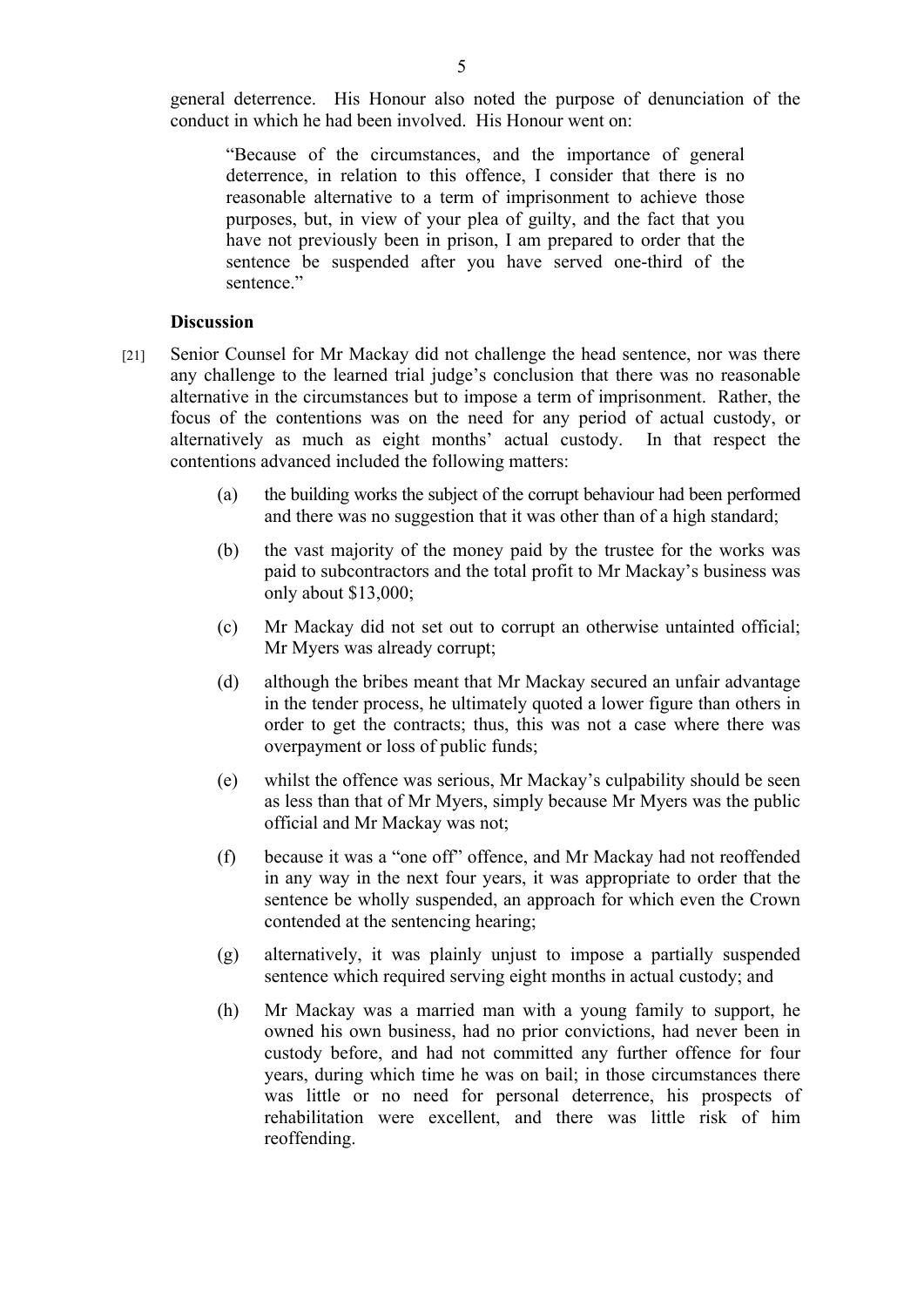general deterrence. His Honour also noted the purpose of denunciation of the conduct in which he had been involved. His Honour went on:

> "Because of the circumstances, and the importance of general deterrence, in relation to this offence, I consider that there is no reasonable alternative to a term of imprisonment to achieve those purposes, but, in view of your plea of guilty, and the fact that you have not previously been in prison, I am prepared to order that the sentence be suspended after you have served one-third of the sentence."

**Discussion**

[21] Senior Counsel for Mr Mackay did not challenge the head sentence, nor was there any challenge to the learned trial judge's conclusion that there was no reasonable alternative in the circumstances but to impose a term of imprisonment. Rather, the focus of the contentions was on the need for any period of actual custody, or alternatively as much as eight months' actual custody. In that respect the contentions advanced included the following matters:

(a) the building works the subject of the corrupt behaviour had been performed and there was no suggestion that it was other than of a high standard;

(b) the vast majority of the money paid by the trustee for the works was paid to subcontractors and the total profit to Mr Mackay's business was only about $13,000;

(c) Mr Mackay did not set out to corrupt an otherwise untainted official; Mr Myers was already corrupt;

(d) although the bribes meant that Mr Mackay secured an unfair advantage in the tender process, he ultimately quoted a lower figure than others in order to get the contracts; thus, this was not a case where there was overpayment or loss of public funds;

(e) whilst the offence was serious, Mr Mackay's culpability should be seen as less than that of Mr Myers, simply because Mr Myers was the public official and Mr Mackay was not;

(f) because it was a "one off" offence, and Mr Mackay had not reoffended in any way in the next four years, it was appropriate to order that the sentence be wholly suspended, an approach for which even the Crown contended at the sentencing hearing;

(g) alternatively, it was plainly unjust to impose a partially suspended sentence which required serving eight months in actual custody; and

(h) Mr Mackay was a married man with a young family to support, he owned his own business, had no prior convictions, had never been in custody before, and had not committed any further offence for four years, during which time he was on bail; in those circumstances there was little or no need for personal deterrence, his prospects of rehabilitation were excellent, and there was little risk of him reoffending.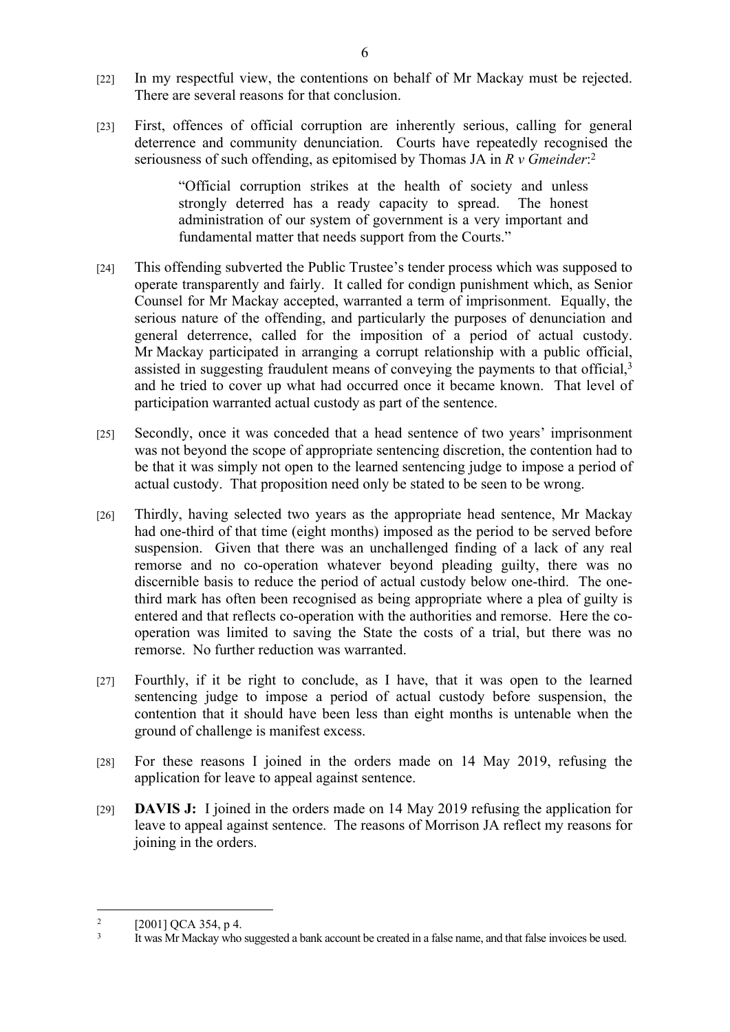[22] In my respectful view, the contentions on behalf of Mr Mackay must be rejected. There are several reasons for that conclusion.

[23] First, offences of official corruption are inherently serious, calling for general deterrence and community denunciation. Courts have repeatedly recognised the seriousness of such offending, as epitomised by Thomas JA in *R v Gmeinder*:[2]

> "Official corruption strikes at the health of society and unless strongly deterred has a ready capacity to spread. The honest administration of our system of government is a very important and fundamental matter that needs support from the Courts."

[24] This offending subverted the Public Trustee's tender process which was supposed to operate transparently and fairly. It called for condign punishment which, as Senior Counsel for Mr Mackay accepted, warranted a term of imprisonment. Equally, the serious nature of the offending, and particularly the purposes of denunciation and general deterrence, called for the imposition of a period of actual custody. Mr Mackay participated in arranging a corrupt relationship with a public official, assisted in suggesting fraudulent means of conveying the payments to that official,[3] and he tried to cover up what had occurred once it became known. That level of participation warranted actual custody as part of the sentence.

[25] Secondly, once it was conceded that a head sentence of two years' imprisonment was not beyond the scope of appropriate sentencing discretion, the contention had to be that it was simply not open to the learned sentencing judge to impose a period of actual custody. That proposition need only be stated to be seen to be wrong.

[26] Thirdly, having selected two years as the appropriate head sentence, Mr Mackay had one-third of that time (eight months) imposed as the period to be served before suspension. Given that there was an unchallenged finding of a lack of any real remorse and no co-operation whatever beyond pleading guilty, there was no discernible basis to reduce the period of actual custody below one-third. The one-third mark has often been recognised as being appropriate where a plea of guilty is entered and that reflects co-operation with the authorities and remorse. Here the co-operation was limited to saving the State the costs of a trial, but there was no remorse. No further reduction was warranted.

[27] Fourthly, if it be right to conclude, as I have, that it was open to the learned sentencing judge to impose a period of actual custody before suspension, the contention that it should have been less than eight months is untenable when the ground of challenge is manifest excess.

[28] For these reasons I joined in the orders made on 14 May 2019, refusing the application for leave to appeal against sentence.

[29] **DAVIS J:** I joined in the orders made on 14 May 2019 refusing the application for leave to appeal against sentence. The reasons of Morrison JA reflect my reasons for joining in the orders.

---

[2] [2001] QCA 354, p 4.

[3] It was Mr Mackay who suggested a bank account be created in a false name, and that false invoices be used.